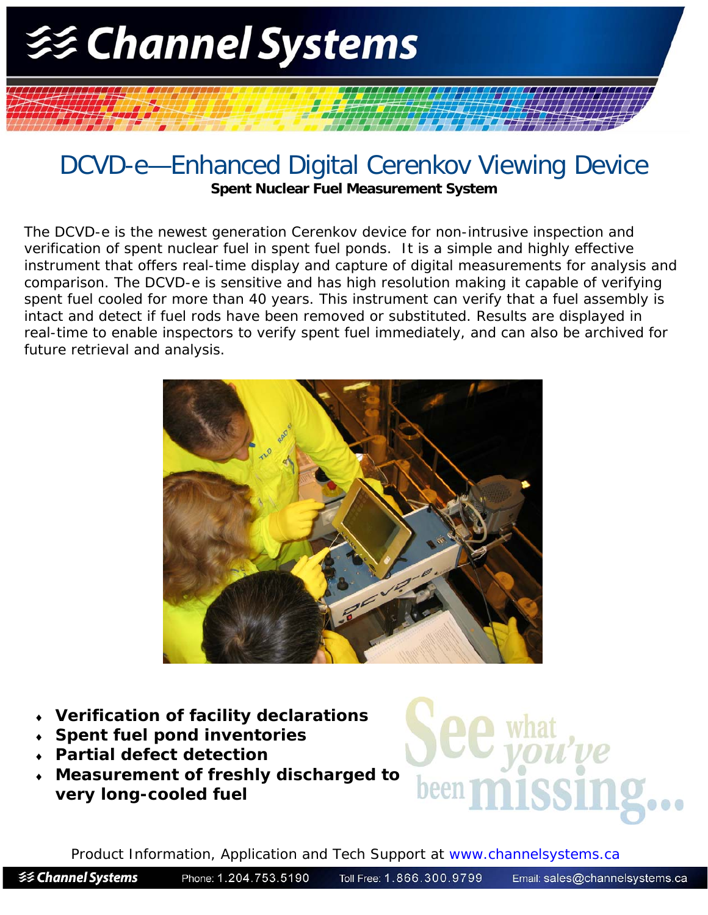# Channel Systems

# DCVD-e—Enhanced Digital Cerenkov Viewing Device

**Spent Nuclear Fuel Measurement System**

The DCVD-e is the newest generation Cerenkov device for non-intrusive inspection and verification of spent nuclear fuel in spent fuel ponds. It is a simple and highly effective instrument that offers real-time display and capture of digital measurements for analysis and comparison. The DCVD-e is sensitive and has high resolution making it capable of verifying spent fuel cooled for more than 40 years. This instrument can verify that a fuel assembly is intact and detect if fuel rods have been removed or substituted. Results are displayed in real-time to enable inspectors to verify spent fuel immediately, and can also be archived for future retrieval and analysis.

- **Verification of facility declarations**
- **Spent fuel pond inventories**
- **Partial defect detection**
- **Measurement of freshly discharged to very long-cooled fuel**

See what you've been missing...

Product Information, Application and Tech Support at www.channelsystems.ca

Channel Systems Phone: 1.204.753.5190 Toll Free: 1.866.300.9799 Email: sales@channelsystems.ca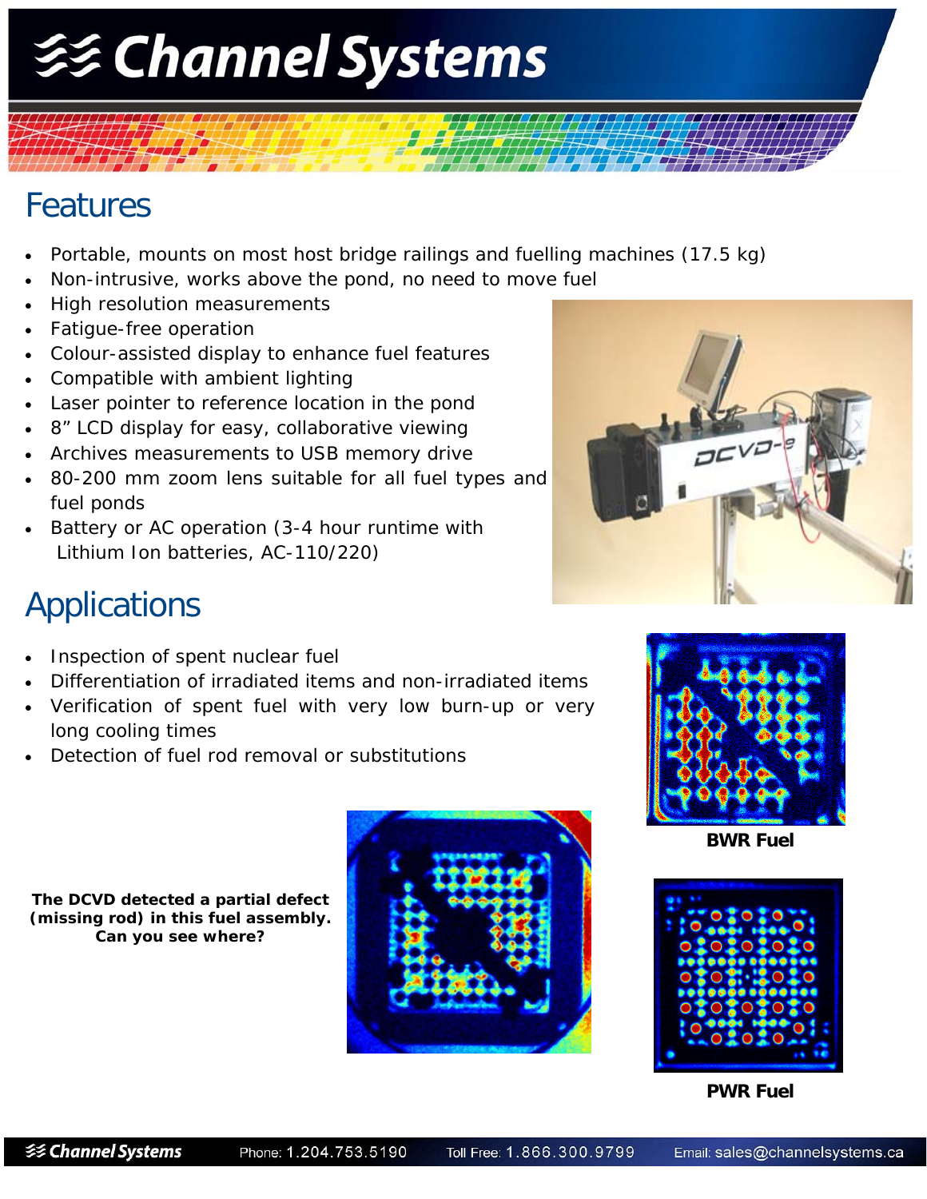# Channel Systems

## Features

- Portable, mounts on most host bridge railings and fuelling machines (17.5 kg)
- Non-intrusive, works above the pond, no need to move fuel
- High resolution measurements
- Fatigue-free operation
- Colour-assisted display to enhance fuel features
- Compatible with ambient lighting
- Laser pointer to reference location in the pond
- 8” LCD display for easy, collaborative viewing
- Archives measurements to USB memory drive
- 80-200 mm zoom lens suitable for all fuel types and fuel ponds
- Battery or AC operation (3-4 hour runtime with Lithium Ion batteries, AC-110/220)

## Applications

- Inspection of spent nuclear fuel
- Differentiation of irradiated items and non-irradiated items
- Verification of spent fuel with very low burn-up or very long cooling times
- Detection of fuel rod removal or substitutions

**BWR Fuel**

**The DCVD detected a partial defect (missing rod) in this fuel assembly. Can you see where?**

**PWR Fuel**